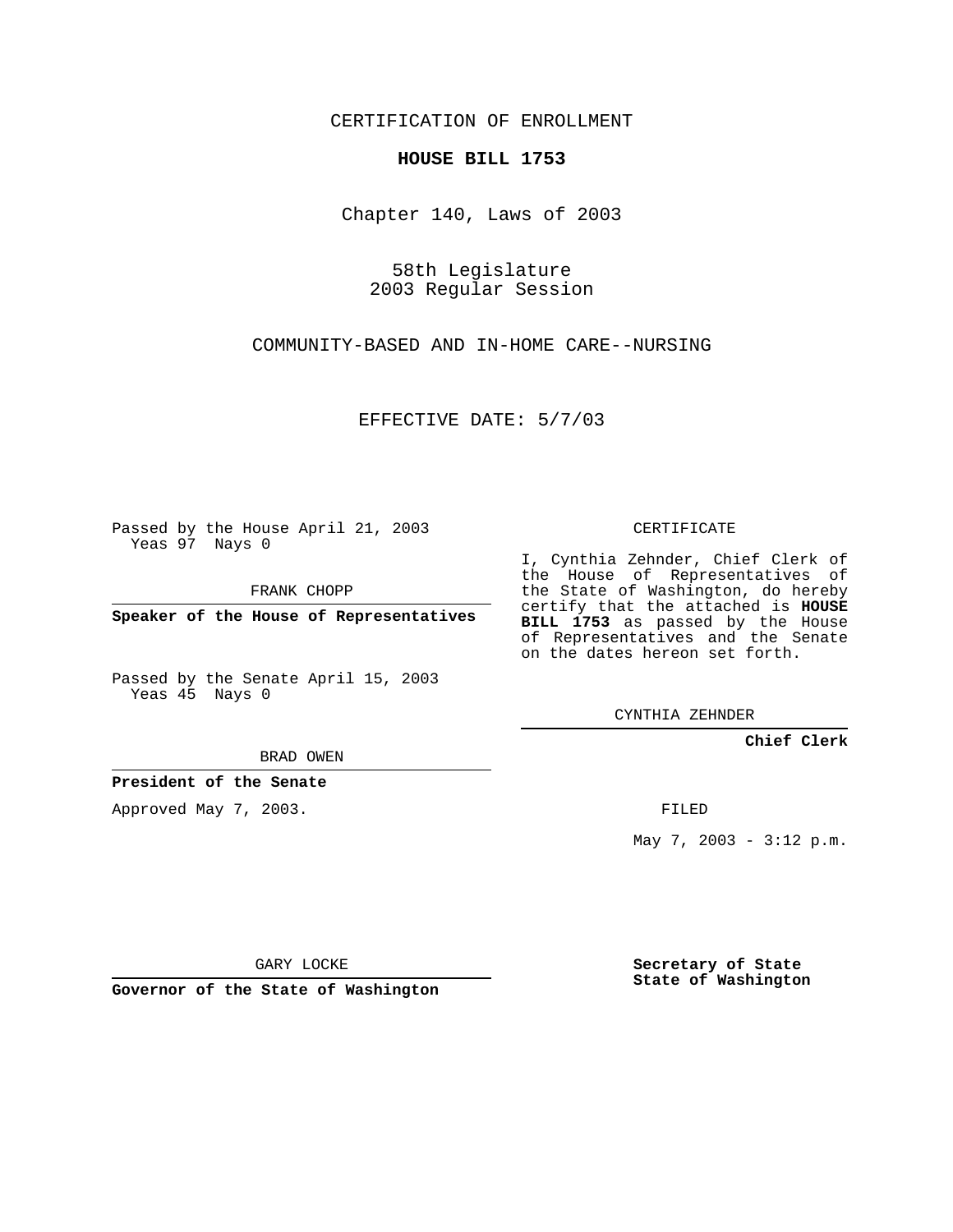CERTIFICATION OF ENROLLMENT

**HOUSE BILL 1753**

Chapter 140, Laws of 2003

58th Legislature
2003 Regular Session

COMMUNITY-BASED AND IN-HOME CARE--NURSING

EFFECTIVE DATE: 5/7/03

Passed by the House April 21, 2003
Yeas 97 Nays 0

FRANK CHOPP

**Speaker of the House of Representatives**

Passed by the Senate April 15, 2003
Yeas 45 Nays 0

BRAD OWEN

**President of the Senate**

Approved May 7, 2003.

GARY LOCKE

**Governor of the State of Washington**

CERTIFICATE

I, Cynthia Zehnder, Chief Clerk of the House of Representatives of the State of Washington, do hereby certify that the attached is **HOUSE BILL 1753** as passed by the House of Representatives and the Senate on the dates hereon set forth.

CYNTHIA ZEHNDER

**Chief Clerk**

FILED

May 7, 2003 - 3:12 p.m.

**Secretary of State**
**State of Washington**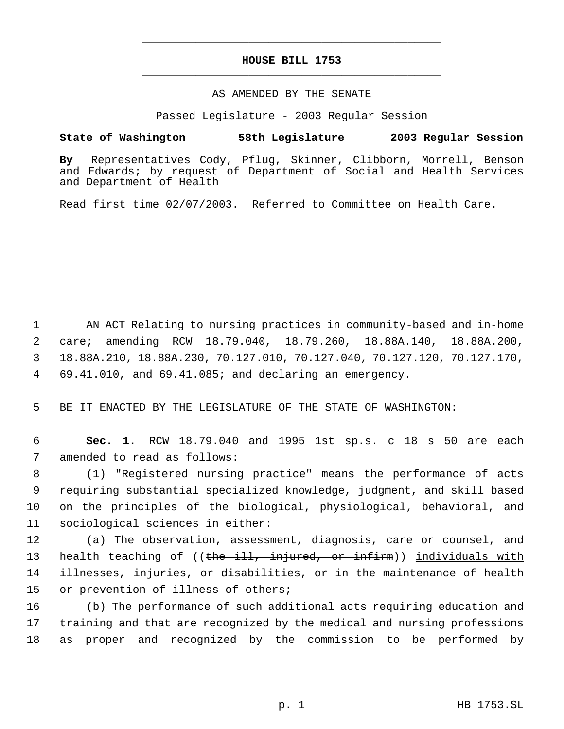# HOUSE BILL 1753

AS AMENDED BY THE SENATE

Passed Legislature - 2003 Regular Session

**State of Washington 58th Legislature 2003 Regular Session**

**By** Representatives Cody, Pflug, Skinner, Clibborn, Morrell, Benson and Edwards; by request of Department of Social and Health Services and Department of Health

Read first time 02/07/2003. Referred to Committee on Health Care.

1 AN ACT Relating to nursing practices in community-based and in-home
2 care; amending RCW 18.79.040, 18.79.260, 18.88A.140, 18.88A.200,
3 18.88A.210, 18.88A.230, 70.127.010, 70.127.040, 70.127.120, 70.127.170,
4 69.41.010, and 69.41.085; and declaring an emergency.

5 BE IT ENACTED BY THE LEGISLATURE OF THE STATE OF WASHINGTON:

6 **Sec. 1.** RCW 18.79.040 and 1995 1st sp.s. c 18 s 50 are each
7 amended to read as follows:

8 (1) "Registered nursing practice" means the performance of acts
9 requiring substantial specialized knowledge, judgment, and skill based
10 on the principles of the biological, physiological, behavioral, and
11 sociological sciences in either:

12 (a) The observation, assessment, diagnosis, care or counsel, and
13 health teaching of ((~~the ill, injured, or infirm~~)) <u>individuals with</u>
14 <u>illnesses, injuries, or disabilities</u>, or in the maintenance of health
15 or prevention of illness of others;

16 (b) The performance of such additional acts requiring education and
17 training and that are recognized by the medical and nursing professions
18 as proper and recognized by the commission to be performed by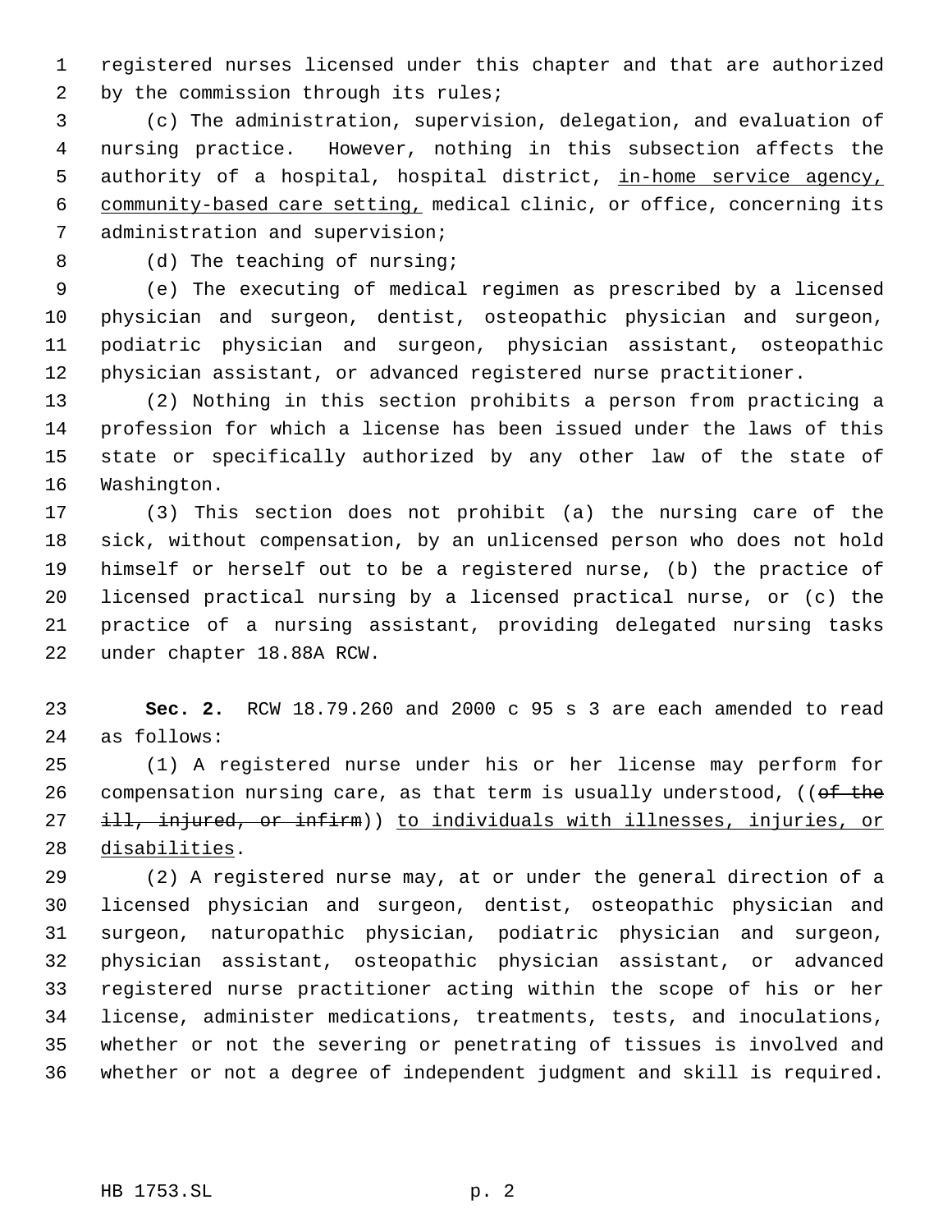registered nurses licensed under this chapter and that are authorized by the commission through its rules;

(c) The administration, supervision, delegation, and evaluation of nursing practice. However, nothing in this subsection affects the authority of a hospital, hospital district, <u>in-home service agency, community-based care setting,</u> medical clinic, or office, concerning its administration and supervision;

(d) The teaching of nursing;

(e) The executing of medical regimen as prescribed by a licensed physician and surgeon, dentist, osteopathic physician and surgeon, podiatric physician and surgeon, physician assistant, osteopathic physician assistant, or advanced registered nurse practitioner.

(2) Nothing in this section prohibits a person from practicing a profession for which a license has been issued under the laws of this state or specifically authorized by any other law of the state of Washington.

(3) This section does not prohibit (a) the nursing care of the sick, without compensation, by an unlicensed person who does not hold himself or herself out to be a registered nurse, (b) the practice of licensed practical nursing by a licensed practical nurse, or (c) the practice of a nursing assistant, providing delegated nursing tasks under chapter 18.88A RCW.

**Sec. 2.** RCW 18.79.260 and 2000 c 95 s 3 are each amended to read as follows:

(1) A registered nurse under his or her license may perform for compensation nursing care, as that term is usually understood, ((~~of the ill, injured, or infirm~~)) <u>to individuals with illnesses, injuries, or disabilities</u>.

(2) A registered nurse may, at or under the general direction of a licensed physician and surgeon, dentist, osteopathic physician and surgeon, naturopathic physician, podiatric physician and surgeon, physician assistant, osteopathic physician assistant, or advanced registered nurse practitioner acting within the scope of his or her license, administer medications, treatments, tests, and inoculations, whether or not the severing or penetrating of tissues is involved and whether or not a degree of independent judgment and skill is required.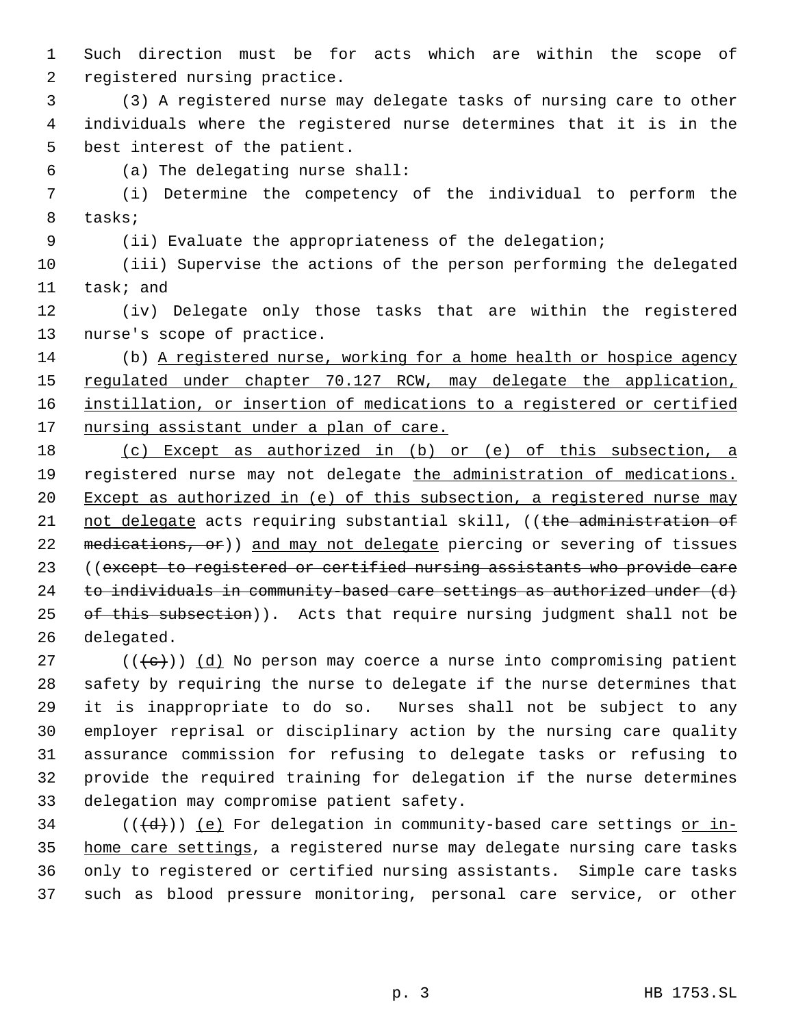Such direction must be for acts which are within the scope of registered nursing practice.

(3) A registered nurse may delegate tasks of nursing care to other individuals where the registered nurse determines that it is in the best interest of the patient.

(a) The delegating nurse shall:

(i) Determine the competency of the individual to perform the tasks;

(ii) Evaluate the appropriateness of the delegation;

(iii) Supervise the actions of the person performing the delegated task; and

(iv) Delegate only those tasks that are within the registered nurse's scope of practice.

(b) <u>A registered nurse, working for a home health or hospice agency regulated under chapter 70.127 RCW, may delegate the application, instillation, or insertion of medications to a registered or certified nursing assistant under a plan of care.</u>

<u>(c) Except as authorized in (b) or (e) of this subsection, a</u> registered nurse may not delegate <u>the administration of medications. Except as authorized in (e) of this subsection, a registered nurse may not delegate</u> acts requiring substantial skill, ((~~the administration of medications, or~~)) <u>and may not delegate</u> piercing or severing of tissues ((~~except to registered or certified nursing assistants who provide care to individuals in community-based care settings as authorized under (d) of this subsection~~)). Acts that require nursing judgment shall not be delegated.

((~~(c)~~)) <u>(d)</u> No person may coerce a nurse into compromising patient safety by requiring the nurse to delegate if the nurse determines that it is inappropriate to do so. Nurses shall not be subject to any employer reprisal or disciplinary action by the nursing care quality assurance commission for refusing to delegate tasks or refusing to provide the required training for delegation if the nurse determines delegation may compromise patient safety.

((~~(d)~~)) <u>(e)</u> For delegation in community-based care settings <u>or in-home care settings</u>, a registered nurse may delegate nursing care tasks only to registered or certified nursing assistants. Simple care tasks such as blood pressure monitoring, personal care service, or other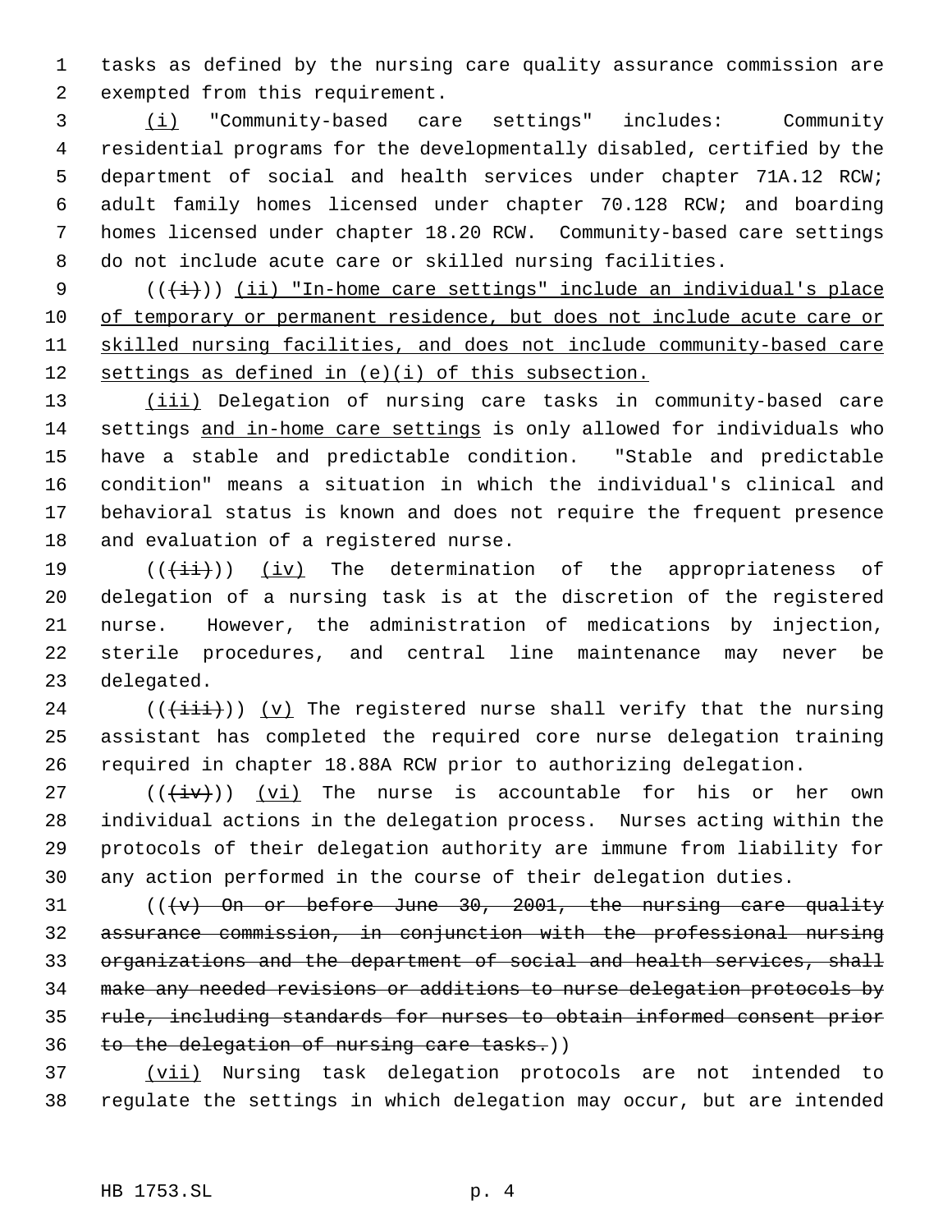tasks as defined by the nursing care quality assurance commission are exempted from this requirement.

(i) "Community-based care settings" includes: Community residential programs for the developmentally disabled, certified by the department of social and health services under chapter 71A.12 RCW; adult family homes licensed under chapter 70.128 RCW; and boarding homes licensed under chapter 18.20 RCW. Community-based care settings do not include acute care or skilled nursing facilities.

(((i))) (ii) "In-home care settings" include an individual's place of temporary or permanent residence, but does not include acute care or skilled nursing facilities, and does not include community-based care settings as defined in (e)(i) of this subsection.

(iii) Delegation of nursing care tasks in community-based care settings and in-home care settings is only allowed for individuals who have a stable and predictable condition. "Stable and predictable condition" means a situation in which the individual's clinical and behavioral status is known and does not require the frequent presence and evaluation of a registered nurse.

(((ii))) (iv) The determination of the appropriateness of delegation of a nursing task is at the discretion of the registered nurse. However, the administration of medications by injection, sterile procedures, and central line maintenance may never be delegated.

(((iii))) (v) The registered nurse shall verify that the nursing assistant has completed the required core nurse delegation training required in chapter 18.88A RCW prior to authorizing delegation.

(((iv))) (vi) The nurse is accountable for his or her own individual actions in the delegation process. Nurses acting within the protocols of their delegation authority are immune from liability for any action performed in the course of their delegation duties.

(((v) On or before June 30, 2001, the nursing care quality assurance commission, in conjunction with the professional nursing organizations and the department of social and health services, shall make any needed revisions or additions to nurse delegation protocols by rule, including standards for nurses to obtain informed consent prior to the delegation of nursing care tasks.))

(vii) Nursing task delegation protocols are not intended to regulate the settings in which delegation may occur, but are intended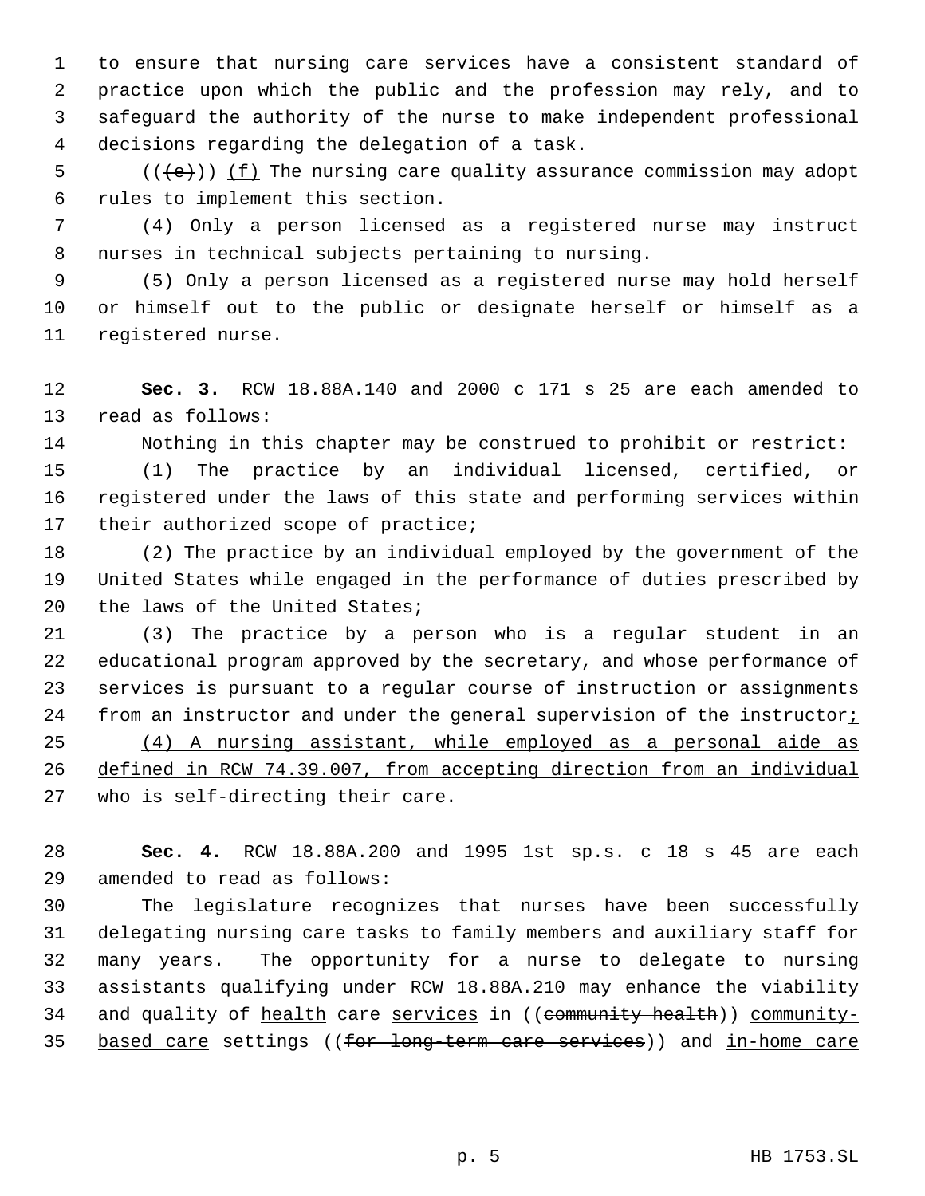to ensure that nursing care services have a consistent standard of practice upon which the public and the profession may rely, and to safeguard the authority of the nurse to make independent professional decisions regarding the delegation of a task.

(((e))) (f) The nursing care quality assurance commission may adopt rules to implement this section.

(4) Only a person licensed as a registered nurse may instruct nurses in technical subjects pertaining to nursing.

(5) Only a person licensed as a registered nurse may hold herself or himself out to the public or designate herself or himself as a registered nurse.

**Sec. 3.** RCW 18.88A.140 and 2000 c 171 s 25 are each amended to read as follows:

Nothing in this chapter may be construed to prohibit or restrict:

(1) The practice by an individual licensed, certified, or registered under the laws of this state and performing services within their authorized scope of practice;

(2) The practice by an individual employed by the government of the United States while engaged in the performance of duties prescribed by the laws of the United States;

(3) The practice by a person who is a regular student in an educational program approved by the secretary, and whose performance of services is pursuant to a regular course of instruction or assignments from an instructor and under the general supervision of the instructor;

(4) A nursing assistant, while employed as a personal aide as defined in RCW 74.39.007, from accepting direction from an individual who is self-directing their care.

**Sec. 4.** RCW 18.88A.200 and 1995 1st sp.s. c 18 s 45 are each amended to read as follows:

The legislature recognizes that nurses have been successfully delegating nursing care tasks to family members and auxiliary staff for many years. The opportunity for a nurse to delegate to nursing assistants qualifying under RCW 18.88A.210 may enhance the viability and quality of health care services in ((community health)) community-based care settings ((for long-term care services)) and in-home care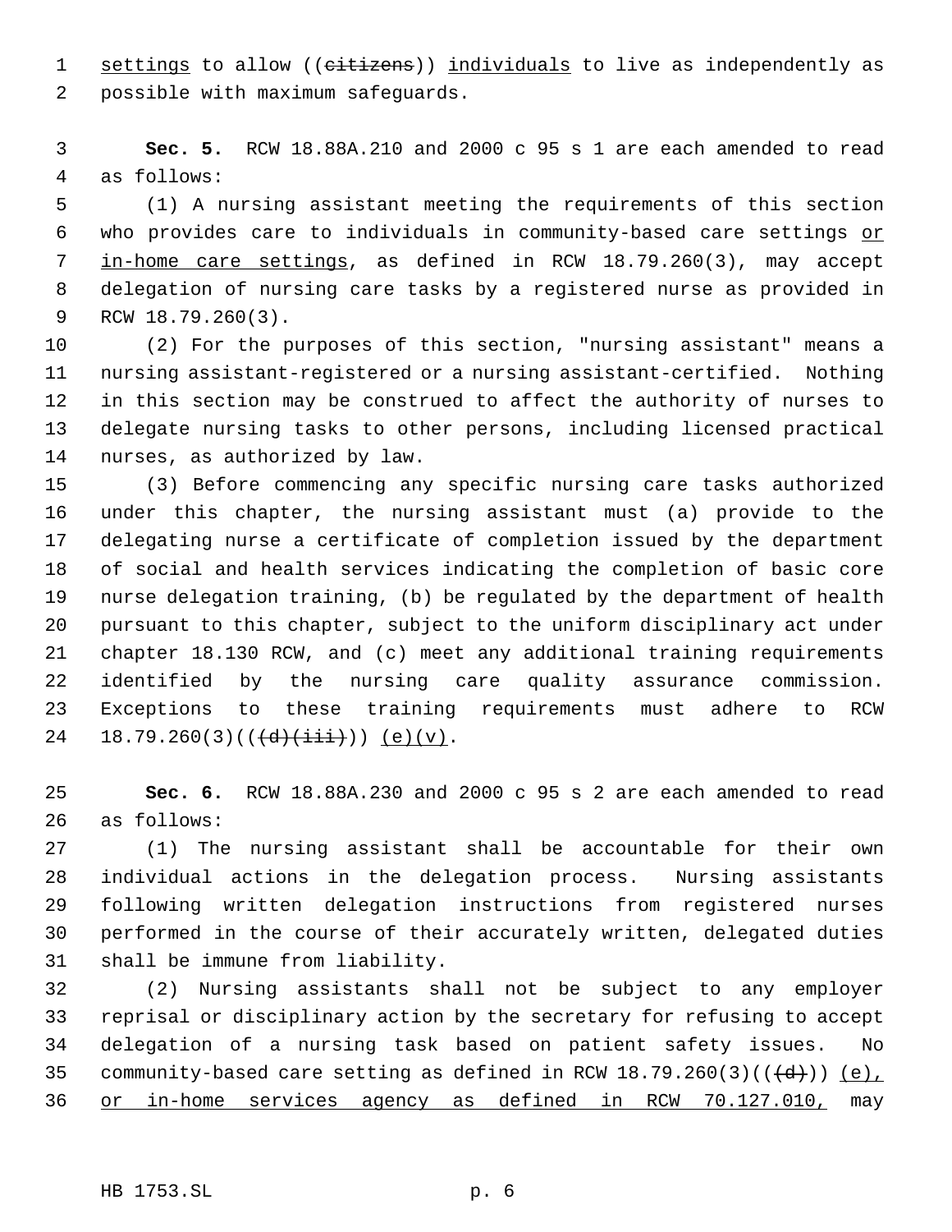settings to allow ((~~citizens~~)) individuals to live as independently as possible with maximum safeguards.

**Sec. 5.** RCW 18.88A.210 and 2000 c 95 s 1 are each amended to read as follows:

(1) A nursing assistant meeting the requirements of this section who provides care to individuals in community-based care settings or in-home care settings, as defined in RCW 18.79.260(3), may accept delegation of nursing care tasks by a registered nurse as provided in RCW 18.79.260(3).

(2) For the purposes of this section, "nursing assistant" means a nursing assistant-registered or a nursing assistant-certified. Nothing in this section may be construed to affect the authority of nurses to delegate nursing tasks to other persons, including licensed practical nurses, as authorized by law.

(3) Before commencing any specific nursing care tasks authorized under this chapter, the nursing assistant must (a) provide to the delegating nurse a certificate of completion issued by the department of social and health services indicating the completion of basic core nurse delegation training, (b) be regulated by the department of health pursuant to this chapter, subject to the uniform disciplinary act under chapter 18.130 RCW, and (c) meet any additional training requirements identified by the nursing care quality assurance commission. Exceptions to these training requirements must adhere to RCW 18.79.260(3)((~~(d)(iii)~~)) (e)(v).

**Sec. 6.** RCW 18.88A.230 and 2000 c 95 s 2 are each amended to read as follows:

(1) The nursing assistant shall be accountable for their own individual actions in the delegation process. Nursing assistants following written delegation instructions from registered nurses performed in the course of their accurately written, delegated duties shall be immune from liability.

(2) Nursing assistants shall not be subject to any employer reprisal or disciplinary action by the secretary for refusing to accept delegation of a nursing task based on patient safety issues. No community-based care setting as defined in RCW 18.79.260(3)((~~(d)~~)) (e), or in-home services agency as defined in RCW 70.127.010, may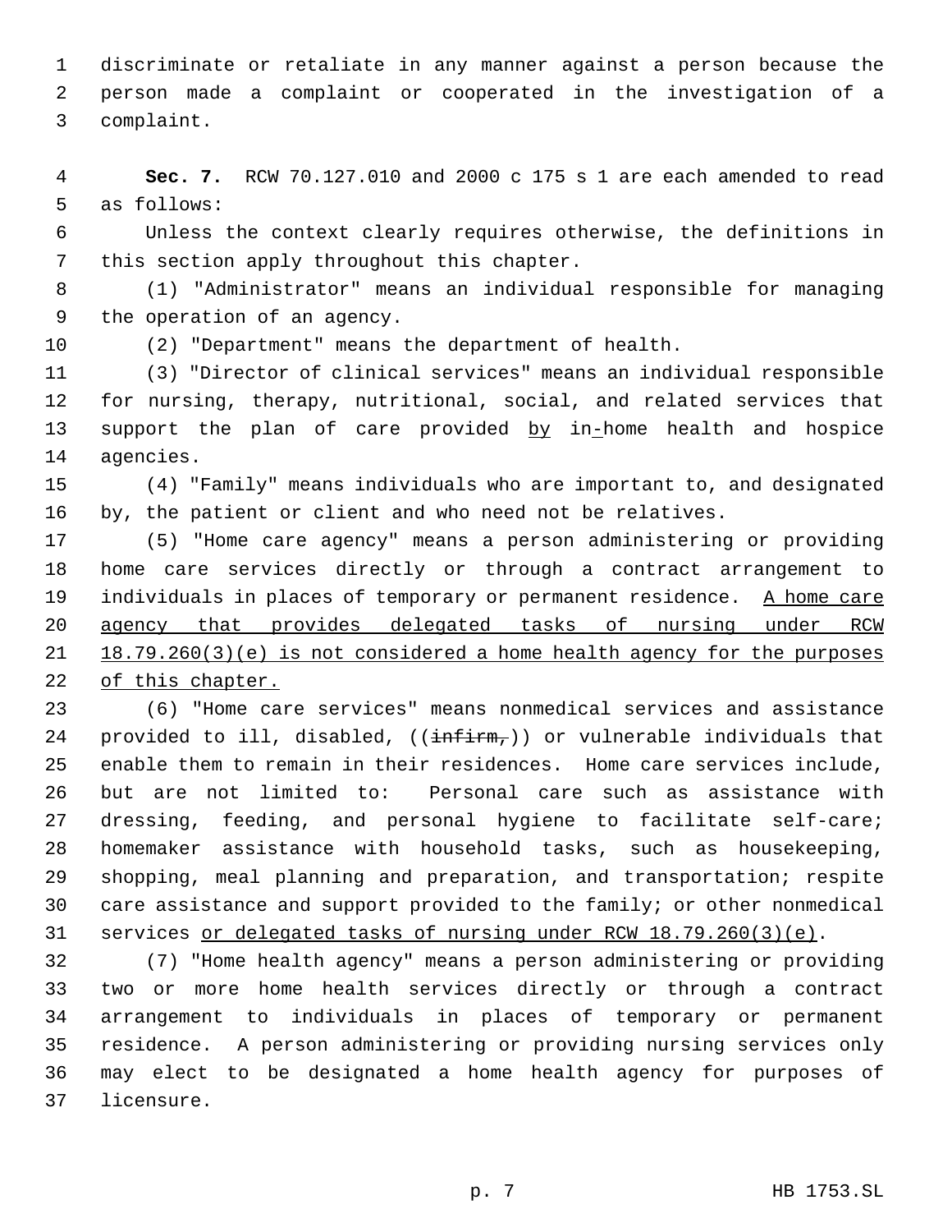discriminate or retaliate in any manner against a person because the person made a complaint or cooperated in the investigation of a complaint.

**Sec. 7.** RCW 70.127.010 and 2000 c 175 s 1 are each amended to read as follows:

Unless the context clearly requires otherwise, the definitions in this section apply throughout this chapter.

(1) "Administrator" means an individual responsible for managing the operation of an agency.

(2) "Department" means the department of health.

(3) "Director of clinical services" means an individual responsible for nursing, therapy, nutritional, social, and related services that support the plan of care provided <u>by</u> in<u>-</u>home health and hospice agencies.

(4) "Family" means individuals who are important to, and designated by, the patient or client and who need not be relatives.

(5) "Home care agency" means a person administering or providing home care services directly or through a contract arrangement to individuals in places of temporary or permanent residence. <u>A home care agency that provides delegated tasks of nursing under RCW 18.79.260(3)(e) is not considered a home health agency for the purposes of this chapter.</u>

(6) "Home care services" means nonmedical services and assistance provided to ill, disabled, ((~~infirm,~~)) or vulnerable individuals that enable them to remain in their residences. Home care services include, but are not limited to: Personal care such as assistance with dressing, feeding, and personal hygiene to facilitate self-care; homemaker assistance with household tasks, such as housekeeping, shopping, meal planning and preparation, and transportation; respite care assistance and support provided to the family; or other nonmedical services <u>or delegated tasks of nursing under RCW 18.79.260(3)(e)</u>.

(7) "Home health agency" means a person administering or providing two or more home health services directly or through a contract arrangement to individuals in places of temporary or permanent residence. A person administering or providing nursing services only may elect to be designated a home health agency for purposes of licensure.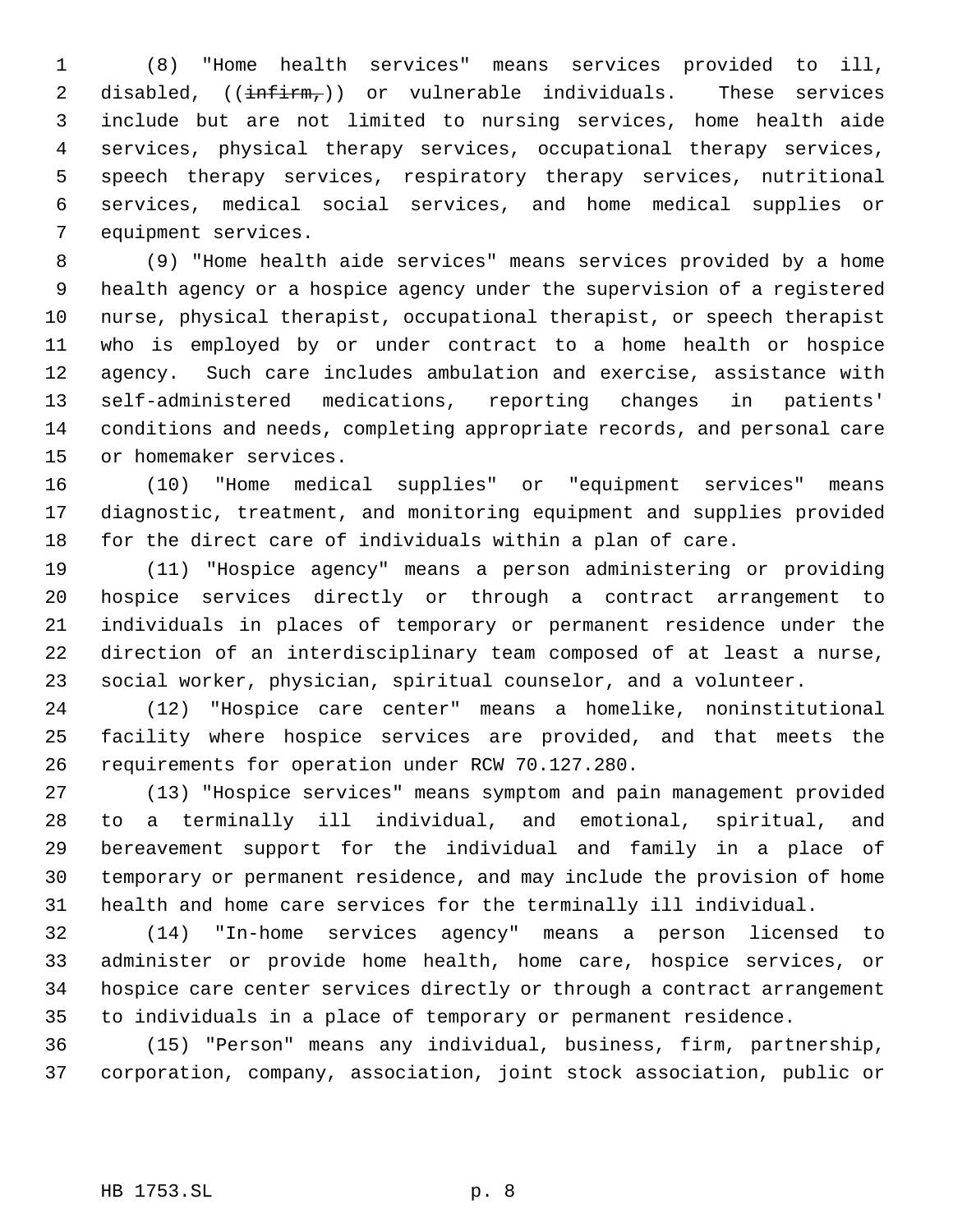(8) "Home health services" means services provided to ill, disabled, ((~~infirm,~~)) or vulnerable individuals. These services include but are not limited to nursing services, home health aide services, physical therapy services, occupational therapy services, speech therapy services, respiratory therapy services, nutritional services, medical social services, and home medical supplies or equipment services.

(9) "Home health aide services" means services provided by a home health agency or a hospice agency under the supervision of a registered nurse, physical therapist, occupational therapist, or speech therapist who is employed by or under contract to a home health or hospice agency. Such care includes ambulation and exercise, assistance with self-administered medications, reporting changes in patients' conditions and needs, completing appropriate records, and personal care or homemaker services.

(10) "Home medical supplies" or "equipment services" means diagnostic, treatment, and monitoring equipment and supplies provided for the direct care of individuals within a plan of care.

(11) "Hospice agency" means a person administering or providing hospice services directly or through a contract arrangement to individuals in places of temporary or permanent residence under the direction of an interdisciplinary team composed of at least a nurse, social worker, physician, spiritual counselor, and a volunteer.

(12) "Hospice care center" means a homelike, noninstitutional facility where hospice services are provided, and that meets the requirements for operation under RCW 70.127.280.

(13) "Hospice services" means symptom and pain management provided to a terminally ill individual, and emotional, spiritual, and bereavement support for the individual and family in a place of temporary or permanent residence, and may include the provision of home health and home care services for the terminally ill individual.

(14) "In-home services agency" means a person licensed to administer or provide home health, home care, hospice services, or hospice care center services directly or through a contract arrangement to individuals in a place of temporary or permanent residence.

(15) "Person" means any individual, business, firm, partnership, corporation, company, association, joint stock association, public or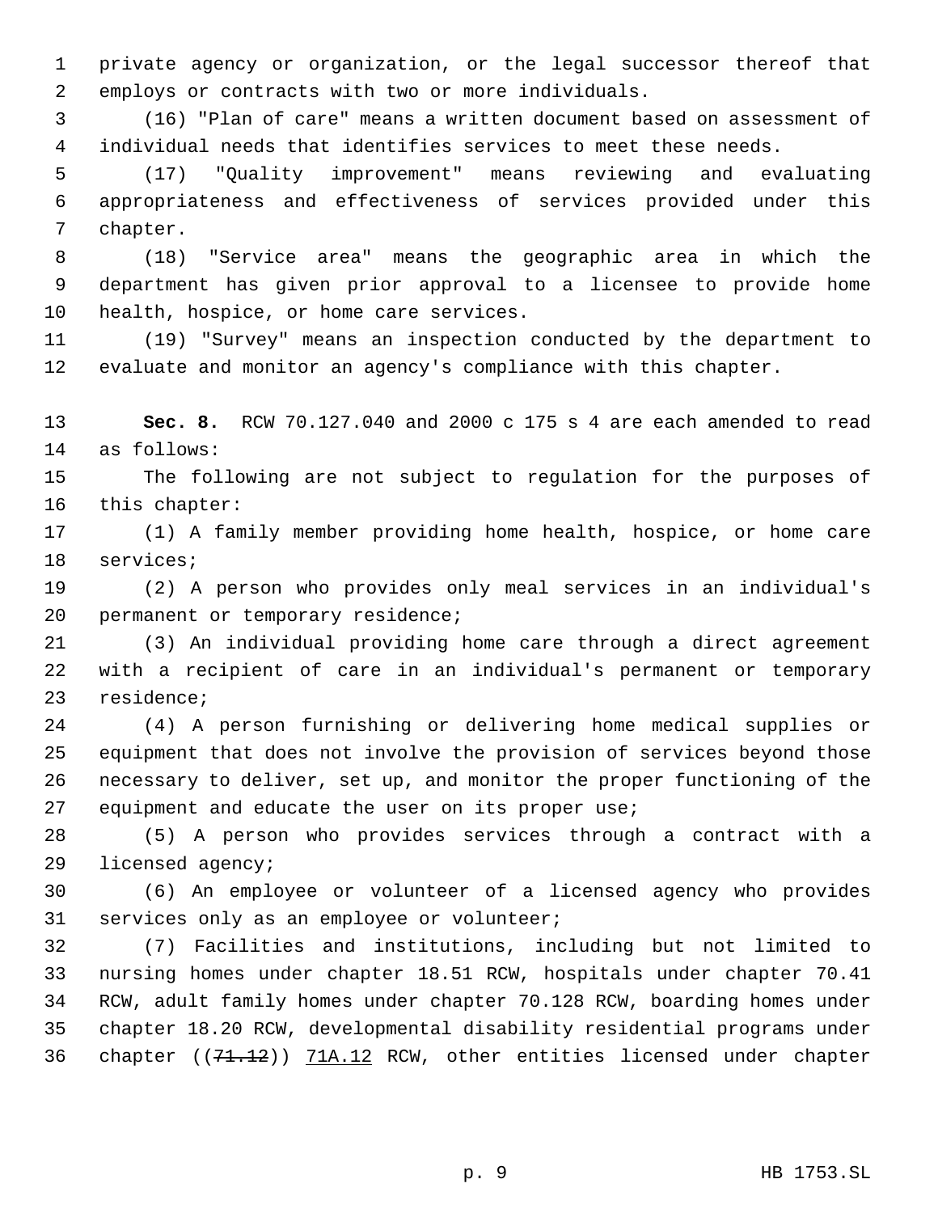private agency or organization, or the legal successor thereof that employs or contracts with two or more individuals.

(16) "Plan of care" means a written document based on assessment of individual needs that identifies services to meet these needs.

(17) "Quality improvement" means reviewing and evaluating appropriateness and effectiveness of services provided under this chapter.

(18) "Service area" means the geographic area in which the department has given prior approval to a licensee to provide home health, hospice, or home care services.

(19) "Survey" means an inspection conducted by the department to evaluate and monitor an agency's compliance with this chapter.

**Sec. 8.** RCW 70.127.040 and 2000 c 175 s 4 are each amended to read as follows:

The following are not subject to regulation for the purposes of this chapter:

(1) A family member providing home health, hospice, or home care services;

(2) A person who provides only meal services in an individual's permanent or temporary residence;

(3) An individual providing home care through a direct agreement with a recipient of care in an individual's permanent or temporary residence;

(4) A person furnishing or delivering home medical supplies or equipment that does not involve the provision of services beyond those necessary to deliver, set up, and monitor the proper functioning of the equipment and educate the user on its proper use;

(5) A person who provides services through a contract with a licensed agency;

(6) An employee or volunteer of a licensed agency who provides services only as an employee or volunteer;

(7) Facilities and institutions, including but not limited to nursing homes under chapter 18.51 RCW, hospitals under chapter 70.41 RCW, adult family homes under chapter 70.128 RCW, boarding homes under chapter 18.20 RCW, developmental disability residential programs under chapter ((~~71.12~~)) <u>71A.12</u> RCW, other entities licensed under chapter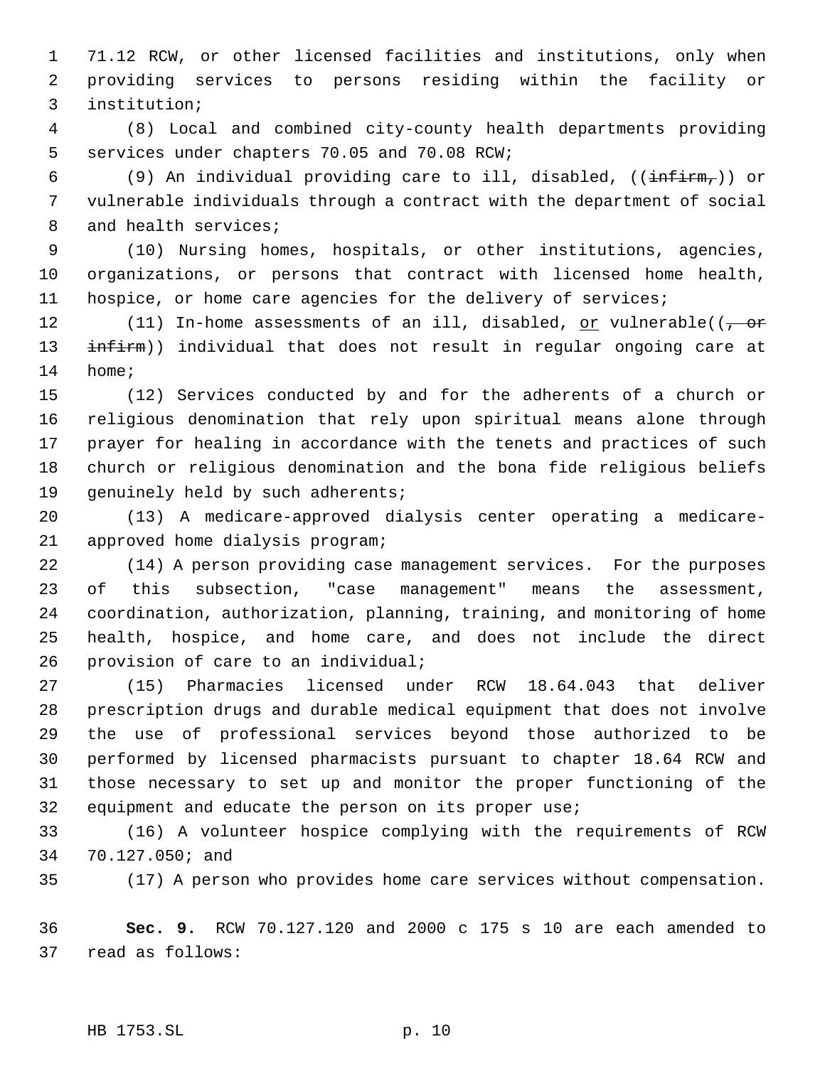71.12 RCW, or other licensed facilities and institutions, only when providing services to persons residing within the facility or institution;

(8) Local and combined city-county health departments providing services under chapters 70.05 and 70.08 RCW;

(9) An individual providing care to ill, disabled, ((~~infirm,~~)) or vulnerable individuals through a contract with the department of social and health services;

(10) Nursing homes, hospitals, or other institutions, agencies, organizations, or persons that contract with licensed home health, hospice, or home care agencies for the delivery of services;

(11) In-home assessments of an ill, disabled, <u>or</u> vulnerable((~~, or infirm~~)) individual that does not result in regular ongoing care at home;

(12) Services conducted by and for the adherents of a church or religious denomination that rely upon spiritual means alone through prayer for healing in accordance with the tenets and practices of such church or religious denomination and the bona fide religious beliefs genuinely held by such adherents;

(13) A medicare-approved dialysis center operating a medicare-approved home dialysis program;

(14) A person providing case management services. For the purposes of this subsection, "case management" means the assessment, coordination, authorization, planning, training, and monitoring of home health, hospice, and home care, and does not include the direct provision of care to an individual;

(15) Pharmacies licensed under RCW 18.64.043 that deliver prescription drugs and durable medical equipment that does not involve the use of professional services beyond those authorized to be performed by licensed pharmacists pursuant to chapter 18.64 RCW and those necessary to set up and monitor the proper functioning of the equipment and educate the person on its proper use;

(16) A volunteer hospice complying with the requirements of RCW 70.127.050; and

(17) A person who provides home care services without compensation.

**Sec. 9.** RCW 70.127.120 and 2000 c 175 s 10 are each amended to read as follows: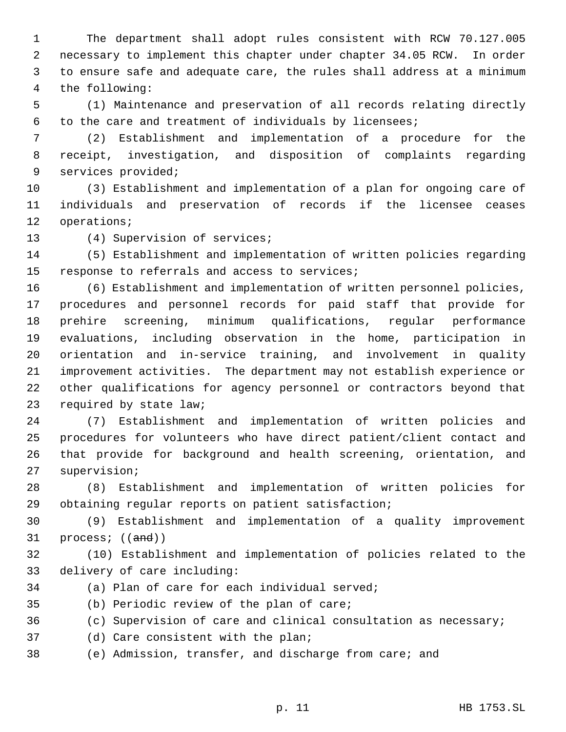The department shall adopt rules consistent with RCW 70.127.005 necessary to implement this chapter under chapter 34.05 RCW. In order to ensure safe and adequate care, the rules shall address at a minimum the following:

(1) Maintenance and preservation of all records relating directly to the care and treatment of individuals by licensees;

(2) Establishment and implementation of a procedure for the receipt, investigation, and disposition of complaints regarding services provided;

(3) Establishment and implementation of a plan for ongoing care of individuals and preservation of records if the licensee ceases operations;

(4) Supervision of services;

(5) Establishment and implementation of written policies regarding response to referrals and access to services;

(6) Establishment and implementation of written personnel policies, procedures and personnel records for paid staff that provide for prehire screening, minimum qualifications, regular performance evaluations, including observation in the home, participation in orientation and in-service training, and involvement in quality improvement activities. The department may not establish experience or other qualifications for agency personnel or contractors beyond that required by state law;

(7) Establishment and implementation of written policies and procedures for volunteers who have direct patient/client contact and that provide for background and health screening, orientation, and supervision;

(8) Establishment and implementation of written policies for obtaining regular reports on patient satisfaction;

(9) Establishment and implementation of a quality improvement process; ((~~and~~))

(10) Establishment and implementation of policies related to the delivery of care including:

(a) Plan of care for each individual served;

(b) Periodic review of the plan of care;

(c) Supervision of care and clinical consultation as necessary;

(d) Care consistent with the plan;

(e) Admission, transfer, and discharge from care; and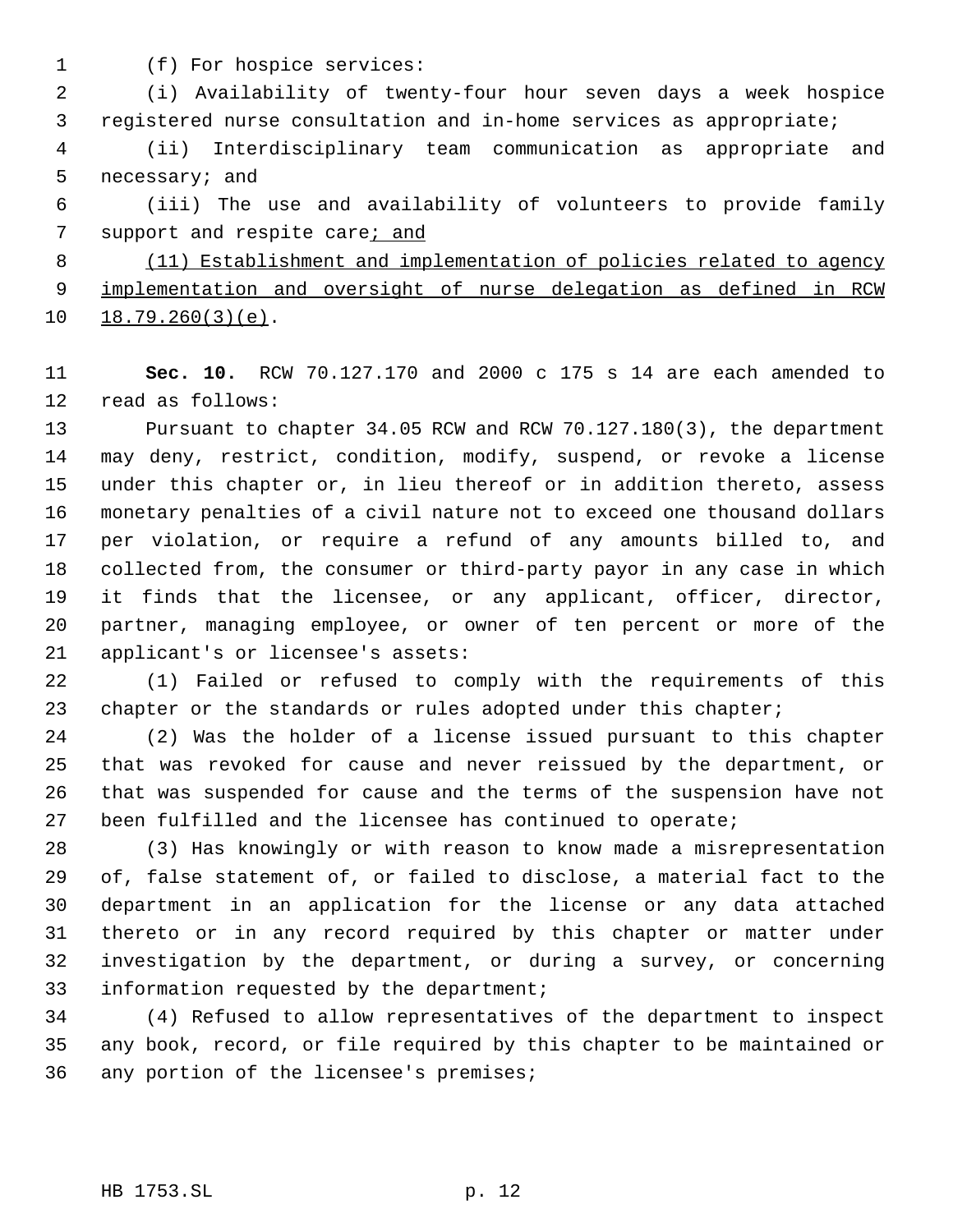(f) For hospice services:

(i) Availability of twenty-four hour seven days a week hospice registered nurse consultation and in-home services as appropriate;

(ii) Interdisciplinary team communication as appropriate and necessary; and

(iii) The use and availability of volunteers to provide family support and respite care<u>; and</u>

<u>(11) Establishment and implementation of policies related to agency implementation and oversight of nurse delegation as defined in RCW 18.79.260(3)(e)</u>.

**Sec. 10.** RCW 70.127.170 and 2000 c 175 s 14 are each amended to read as follows:

Pursuant to chapter 34.05 RCW and RCW 70.127.180(3), the department may deny, restrict, condition, modify, suspend, or revoke a license under this chapter or, in lieu thereof or in addition thereto, assess monetary penalties of a civil nature not to exceed one thousand dollars per violation, or require a refund of any amounts billed to, and collected from, the consumer or third-party payor in any case in which it finds that the licensee, or any applicant, officer, director, partner, managing employee, or owner of ten percent or more of the applicant's or licensee's assets:

(1) Failed or refused to comply with the requirements of this chapter or the standards or rules adopted under this chapter;

(2) Was the holder of a license issued pursuant to this chapter that was revoked for cause and never reissued by the department, or that was suspended for cause and the terms of the suspension have not been fulfilled and the licensee has continued to operate;

(3) Has knowingly or with reason to know made a misrepresentation of, false statement of, or failed to disclose, a material fact to the department in an application for the license or any data attached thereto or in any record required by this chapter or matter under investigation by the department, or during a survey, or concerning information requested by the department;

(4) Refused to allow representatives of the department to inspect any book, record, or file required by this chapter to be maintained or any portion of the licensee's premises;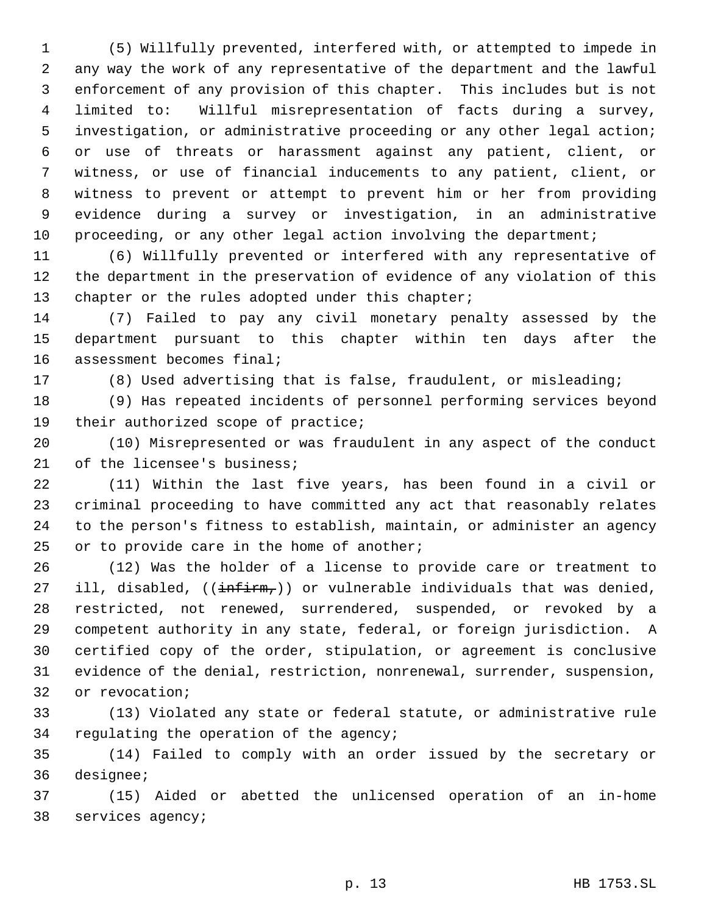(5) Willfully prevented, interfered with, or attempted to impede in any way the work of any representative of the department and the lawful enforcement of any provision of this chapter. This includes but is not limited to: Willful misrepresentation of facts during a survey, investigation, or administrative proceeding or any other legal action; or use of threats or harassment against any patient, client, or witness, or use of financial inducements to any patient, client, or witness to prevent or attempt to prevent him or her from providing evidence during a survey or investigation, in an administrative proceeding, or any other legal action involving the department;

(6) Willfully prevented or interfered with any representative of the department in the preservation of evidence of any violation of this chapter or the rules adopted under this chapter;

(7) Failed to pay any civil monetary penalty assessed by the department pursuant to this chapter within ten days after the assessment becomes final;

(8) Used advertising that is false, fraudulent, or misleading;

(9) Has repeated incidents of personnel performing services beyond their authorized scope of practice;

(10) Misrepresented or was fraudulent in any aspect of the conduct of the licensee's business;

(11) Within the last five years, has been found in a civil or criminal proceeding to have committed any act that reasonably relates to the person's fitness to establish, maintain, or administer an agency or to provide care in the home of another;

(12) Was the holder of a license to provide care or treatment to ill, disabled, ((~~infirm,~~)) or vulnerable individuals that was denied, restricted, not renewed, surrendered, suspended, or revoked by a competent authority in any state, federal, or foreign jurisdiction. A certified copy of the order, stipulation, or agreement is conclusive evidence of the denial, restriction, nonrenewal, surrender, suspension, or revocation;

(13) Violated any state or federal statute, or administrative rule regulating the operation of the agency;

(14) Failed to comply with an order issued by the secretary or designee;

(15) Aided or abetted the unlicensed operation of an in-home services agency;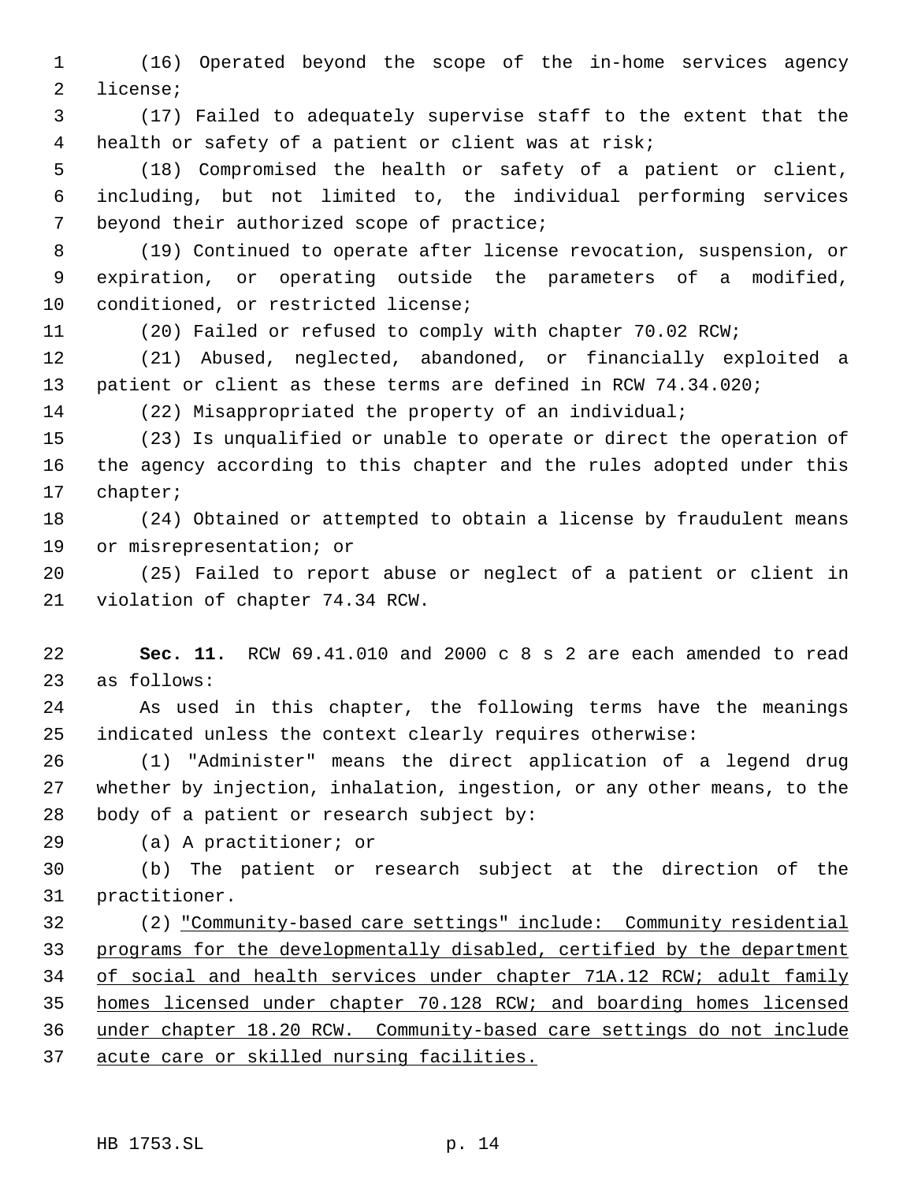(16) Operated beyond the scope of the in-home services agency license;

(17) Failed to adequately supervise staff to the extent that the health or safety of a patient or client was at risk;

(18) Compromised the health or safety of a patient or client, including, but not limited to, the individual performing services beyond their authorized scope of practice;

(19) Continued to operate after license revocation, suspension, or expiration, or operating outside the parameters of a modified, conditioned, or restricted license;

(20) Failed or refused to comply with chapter 70.02 RCW;

(21) Abused, neglected, abandoned, or financially exploited a patient or client as these terms are defined in RCW 74.34.020;

(22) Misappropriated the property of an individual;

(23) Is unqualified or unable to operate or direct the operation of the agency according to this chapter and the rules adopted under this chapter;

(24) Obtained or attempted to obtain a license by fraudulent means or misrepresentation; or

(25) Failed to report abuse or neglect of a patient or client in violation of chapter 74.34 RCW.

**Sec. 11.** RCW 69.41.010 and 2000 c 8 s 2 are each amended to read as follows:

As used in this chapter, the following terms have the meanings indicated unless the context clearly requires otherwise:

(1) "Administer" means the direct application of a legend drug whether by injection, inhalation, ingestion, or any other means, to the body of a patient or research subject by:

(a) A practitioner; or

(b) The patient or research subject at the direction of the practitioner.

(2) "Community-based care settings" include: Community residential programs for the developmentally disabled, certified by the department of social and health services under chapter 71A.12 RCW; adult family homes licensed under chapter 70.128 RCW; and boarding homes licensed under chapter 18.20 RCW. Community-based care settings do not include acute care or skilled nursing facilities.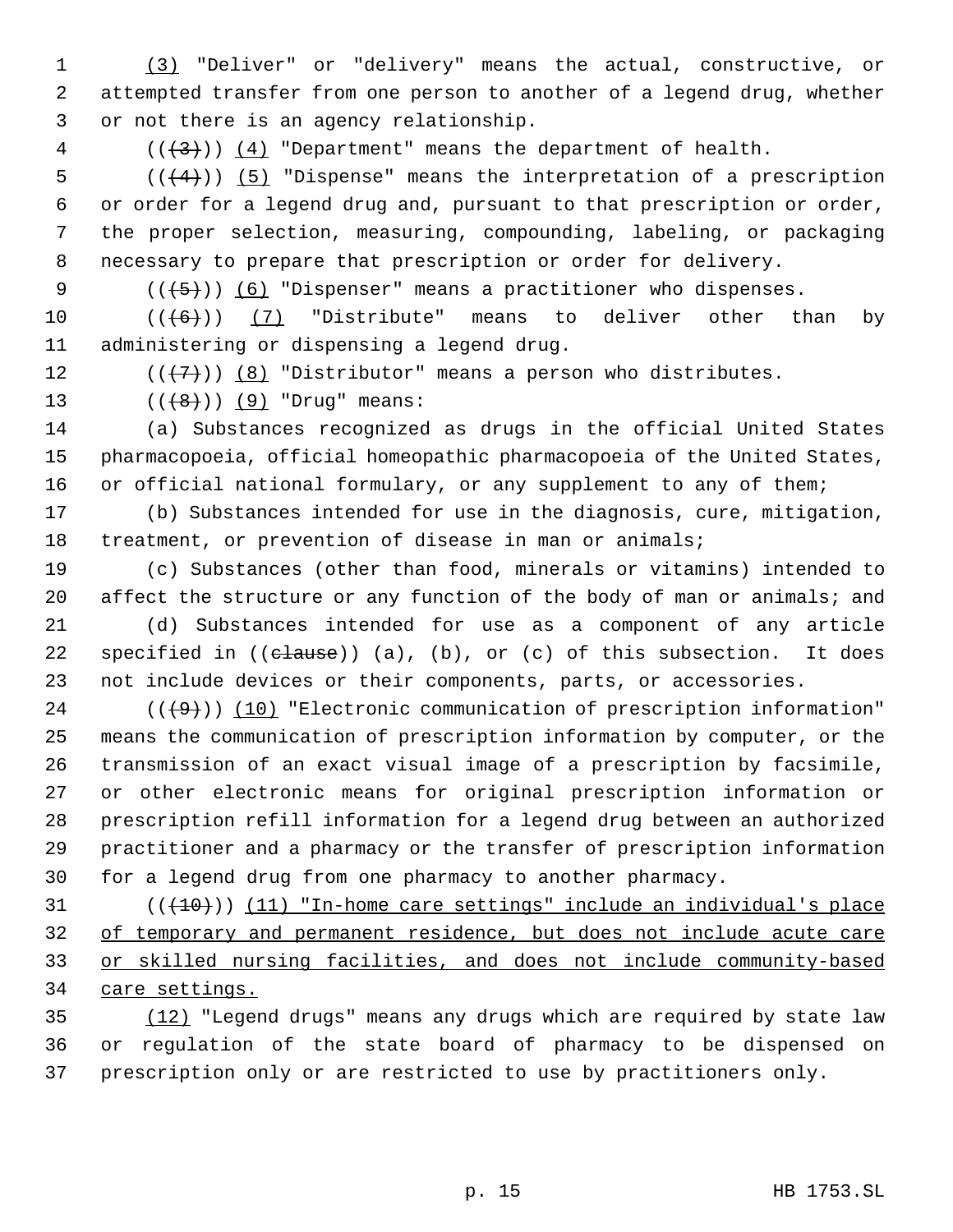(3) "Deliver" or "delivery" means the actual, constructive, or attempted transfer from one person to another of a legend drug, whether or not there is an agency relationship.

(((3))) (4) "Department" means the department of health.

(((4))) (5) "Dispense" means the interpretation of a prescription or order for a legend drug and, pursuant to that prescription or order, the proper selection, measuring, compounding, labeling, or packaging necessary to prepare that prescription or order for delivery.

(((5))) (6) "Dispenser" means a practitioner who dispenses.

(((6))) (7) "Distribute" means to deliver other than by administering or dispensing a legend drug.

(((7))) (8) "Distributor" means a person who distributes.

(((8))) (9) "Drug" means:

(a) Substances recognized as drugs in the official United States pharmacopoeia, official homeopathic pharmacopoeia of the United States, or official national formulary, or any supplement to any of them;

(b) Substances intended for use in the diagnosis, cure, mitigation, treatment, or prevention of disease in man or animals;

(c) Substances (other than food, minerals or vitamins) intended to affect the structure or any function of the body of man or animals; and

(d) Substances intended for use as a component of any article specified in ((clause)) (a), (b), or (c) of this subsection. It does not include devices or their components, parts, or accessories.

(((9))) (10) "Electronic communication of prescription information" means the communication of prescription information by computer, or the transmission of an exact visual image of a prescription by facsimile, or other electronic means for original prescription information or prescription refill information for a legend drug between an authorized practitioner and a pharmacy or the transfer of prescription information for a legend drug from one pharmacy to another pharmacy.

(((10))) (11) "In-home care settings" include an individual's place of temporary and permanent residence, but does not include acute care or skilled nursing facilities, and does not include community-based care settings.

(12) "Legend drugs" means any drugs which are required by state law or regulation of the state board of pharmacy to be dispensed on prescription only or are restricted to use by practitioners only.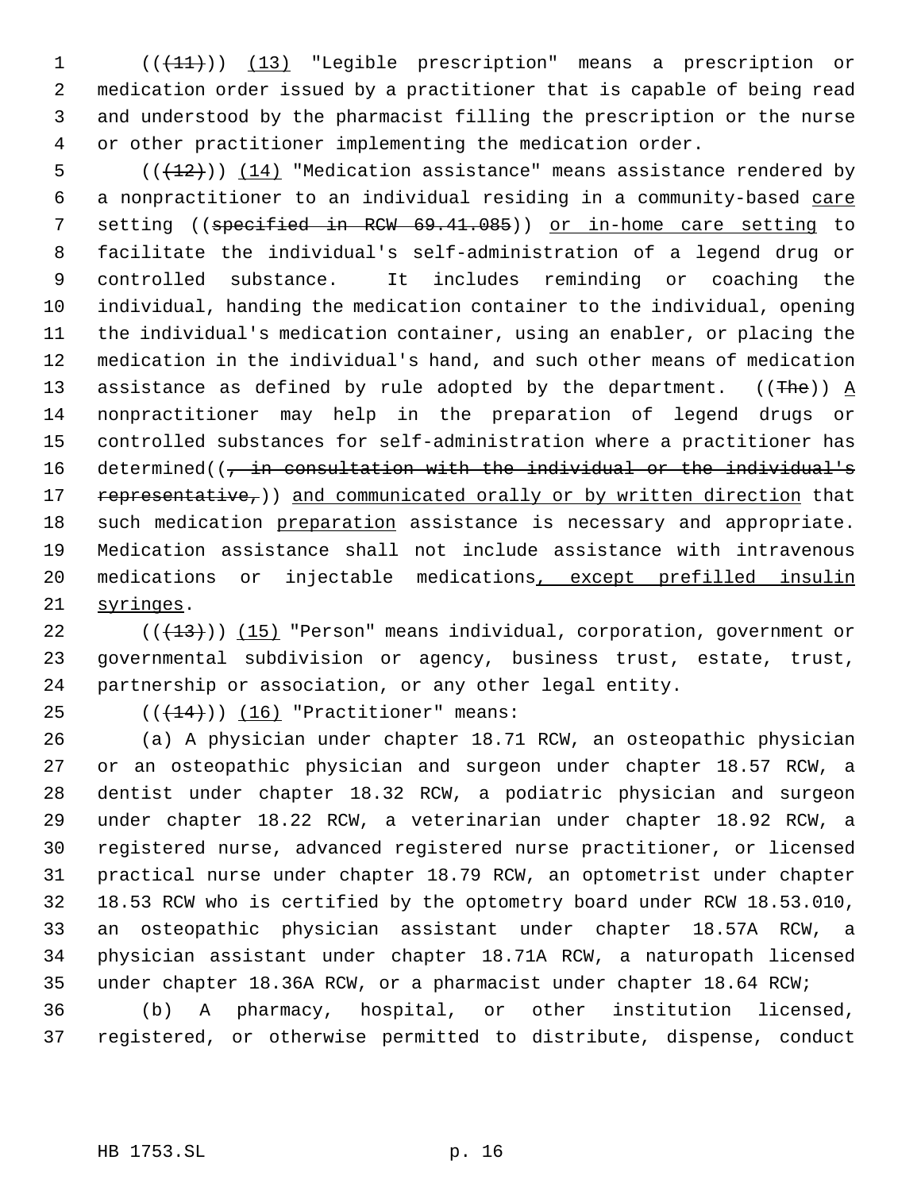((~~(11)~~)) <u>(13)</u> "Legible prescription" means a prescription or medication order issued by a practitioner that is capable of being read and understood by the pharmacist filling the prescription or the nurse or other practitioner implementing the medication order.

((~~(12)~~)) <u>(14)</u> "Medication assistance" means assistance rendered by a nonpractitioner to an individual residing in a community-based <u>care</u> setting ((~~specified in RCW 69.41.085~~)) <u>or in-home care setting</u> to facilitate the individual's self-administration of a legend drug or controlled substance. It includes reminding or coaching the individual, handing the medication container to the individual, opening the individual's medication container, using an enabler, or placing the medication in the individual's hand, and such other means of medication assistance as defined by rule adopted by the department. ((~~The~~)) <u>A</u> nonpractitioner may help in the preparation of legend drugs or controlled substances for self-administration where a practitioner has determined((~~, in consultation with the individual or the individual's representative,~~)) <u>and communicated orally or by written direction</u> that such medication <u>preparation</u> assistance is necessary and appropriate. Medication assistance shall not include assistance with intravenous medications or injectable medications<u>, except prefilled insulin syringes</u>.

((~~(13)~~)) <u>(15)</u> "Person" means individual, corporation, government or governmental subdivision or agency, business trust, estate, trust, partnership or association, or any other legal entity.

((~~(14)~~)) <u>(16)</u> "Practitioner" means:

(a) A physician under chapter 18.71 RCW, an osteopathic physician or an osteopathic physician and surgeon under chapter 18.57 RCW, a dentist under chapter 18.32 RCW, a podiatric physician and surgeon under chapter 18.22 RCW, a veterinarian under chapter 18.92 RCW, a registered nurse, advanced registered nurse practitioner, or licensed practical nurse under chapter 18.79 RCW, an optometrist under chapter 18.53 RCW who is certified by the optometry board under RCW 18.53.010, an osteopathic physician assistant under chapter 18.57A RCW, a physician assistant under chapter 18.71A RCW, a naturopath licensed under chapter 18.36A RCW, or a pharmacist under chapter 18.64 RCW;

(b) A pharmacy, hospital, or other institution licensed, registered, or otherwise permitted to distribute, dispense, conduct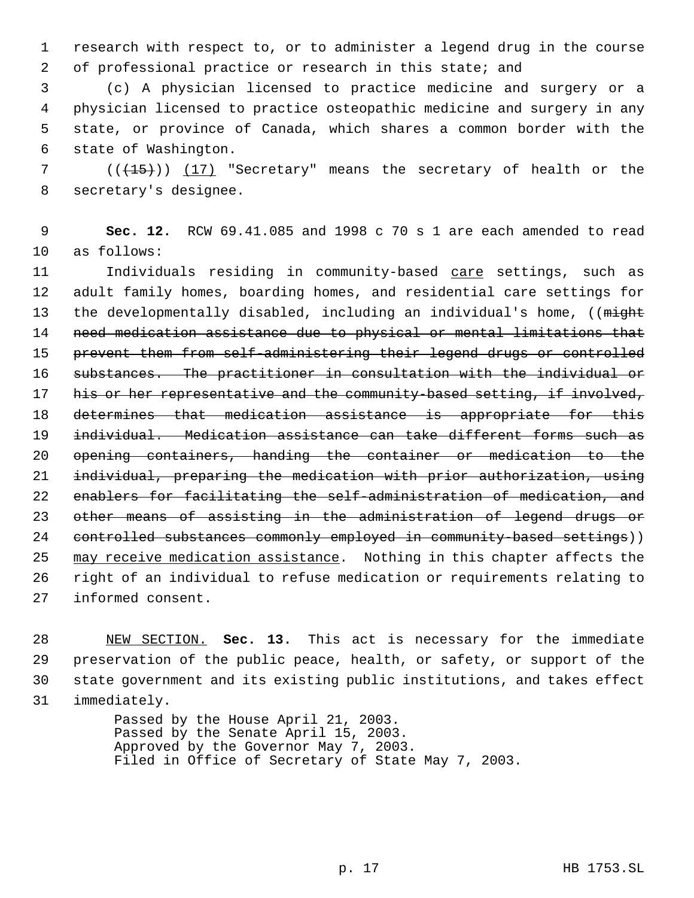research with respect to, or to administer a legend drug in the course of professional practice or research in this state; and

(c) A physician licensed to practice medicine and surgery or a physician licensed to practice osteopathic medicine and surgery in any state, or province of Canada, which shares a common border with the state of Washington.

~~((15))~~ (17) "Secretary" means the secretary of health or the secretary's designee.

**Sec. 12.** RCW 69.41.085 and 1998 c 70 s 1 are each amended to read as follows:

Individuals residing in community-based care settings, such as adult family homes, boarding homes, and residential care settings for the developmentally disabled, including an individual's home, ((~~might need medication assistance due to physical or mental limitations that prevent them from self-administering their legend drugs or controlled substances. The practitioner in consultation with the individual or his or her representative and the community-based setting, if involved, determines that medication assistance is appropriate for this individual. Medication assistance can take different forms such as opening containers, handing the container or medication to the individual, preparing the medication with prior authorization, using enablers for facilitating the self-administration of medication, and other means of assisting in the administration of legend drugs or controlled substances commonly employed in community-based settings~~)) may receive medication assistance. Nothing in this chapter affects the right of an individual to refuse medication or requirements relating to informed consent.

NEW SECTION. **Sec. 13.** This act is necessary for the immediate preservation of the public peace, health, or safety, or support of the state government and its existing public institutions, and takes effect immediately.

Passed by the House April 21, 2003.
Passed by the Senate April 15, 2003.
Approved by the Governor May 7, 2003.
Filed in Office of Secretary of State May 7, 2003.